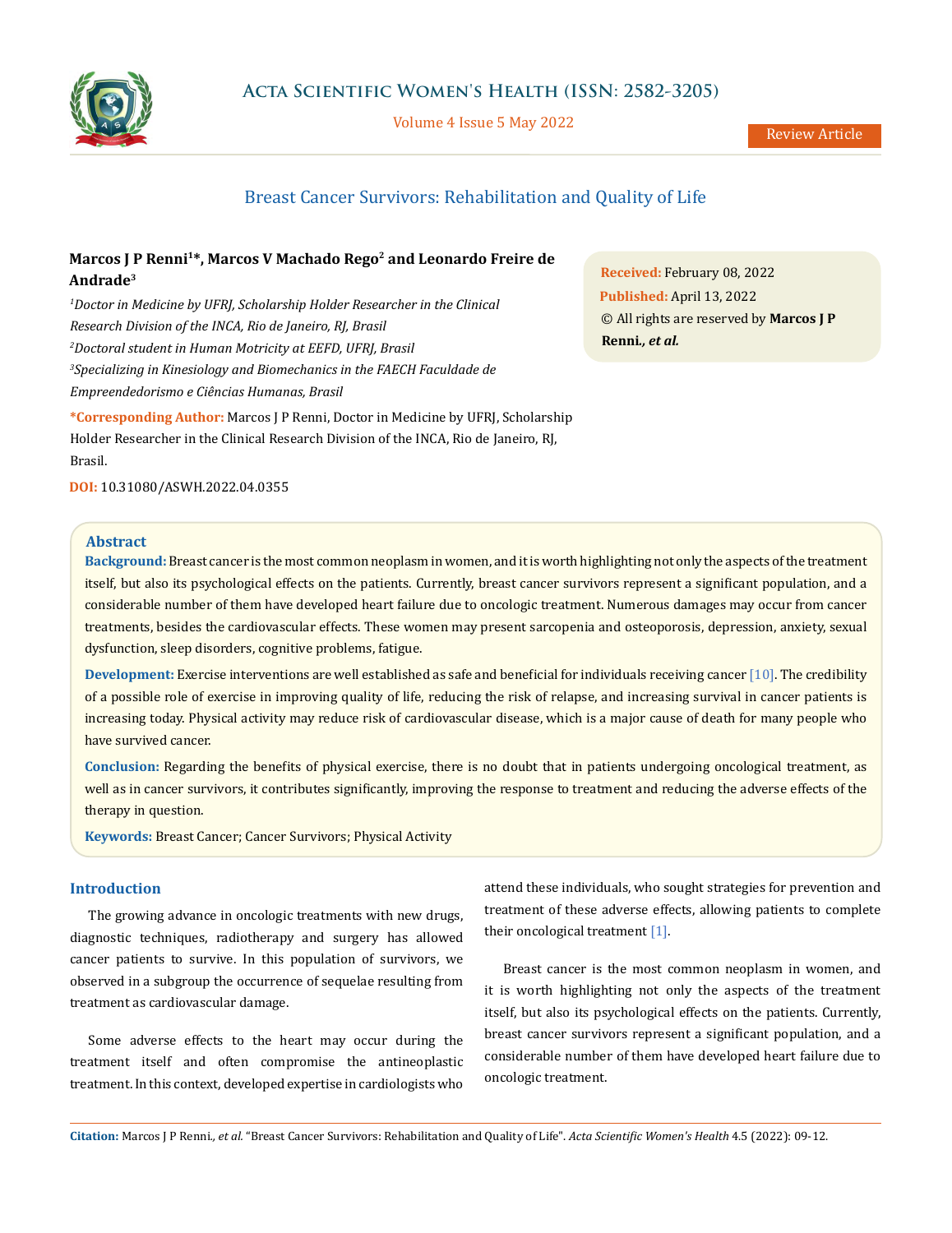# Breast Cancer Survivors: Rehabilitation and Quality of Life

**Marcos J P Renni[1]*, Marcos V Machado Rego[2] and Leonardo Freire de Andrade[3]**

[1] *Doctor in Medicine by UFRJ, Scholarship Holder Researcher in the Clinical Research Division of the INCA, Rio de Janeiro, RJ, Brasil*

[2] *Doctoral student in Human Motricity at EEFD, UFRJ, Brasil*

[3] *Specializing in Kinesiology and Biomechanics in the FAECH Faculdade de Empreendedorismo e Ciências Humanas, Brasil*

**\*Corresponding Author:** Marcos J P Renni, Doctor in Medicine by UFRJ, Scholarship Holder Researcher in the Clinical Research Division of the INCA, Rio de Janeiro, RJ, Brasil.

**DOI:** 10.31080/ASWH.2022.04.0355

**Received:** February 08, 2022
**Published:** April 13, 2022
© All rights are reserved by **Marcos J P Renni.,** ***et al.***

## Abstract

**Background:** Breast cancer is the most common neoplasm in women, and it is worth highlighting not only the aspects of the treatment itself, but also its psychological effects on the patients. Currently, breast cancer survivors represent a significant population, and a considerable number of them have developed heart failure due to oncologic treatment. Numerous damages may occur from cancer treatments, besides the cardiovascular effects. These women may present sarcopenia and osteoporosis, depression, anxiety, sexual dysfunction, sleep disorders, cognitive problems, fatigue.

**Development:** Exercise interventions are well established as safe and beneficial for individuals receiving cancer [10]. The credibility of a possible role of exercise in improving quality of life, reducing the risk of relapse, and increasing survival in cancer patients is increasing today. Physical activity may reduce risk of cardiovascular disease, which is a major cause of death for many people who have survived cancer.

**Conclusion:** Regarding the benefits of physical exercise, there is no doubt that in patients undergoing oncological treatment, as well as in cancer survivors, it contributes significantly, improving the response to treatment and reducing the adverse effects of the therapy in question.

**Keywords:** Breast Cancer; Cancer Survivors; Physical Activity

## Introduction

The growing advance in oncologic treatments with new drugs, diagnostic techniques, radiotherapy and surgery has allowed cancer patients to survive. In this population of survivors, we observed in a subgroup the occurrence of sequelae resulting from treatment as cardiovascular damage.

Some adverse effects to the heart may occur during the treatment itself and often compromise the antineoplastic treatment. In this context, developed expertise in cardiologists who attend these individuals, who sought strategies for prevention and treatment of these adverse effects, allowing patients to complete their oncological treatment [1].

Breast cancer is the most common neoplasm in women, and it is worth highlighting not only the aspects of the treatment itself, but also its psychological effects on the patients. Currently, breast cancer survivors represent a significant population, and a considerable number of them have developed heart failure due to oncologic treatment.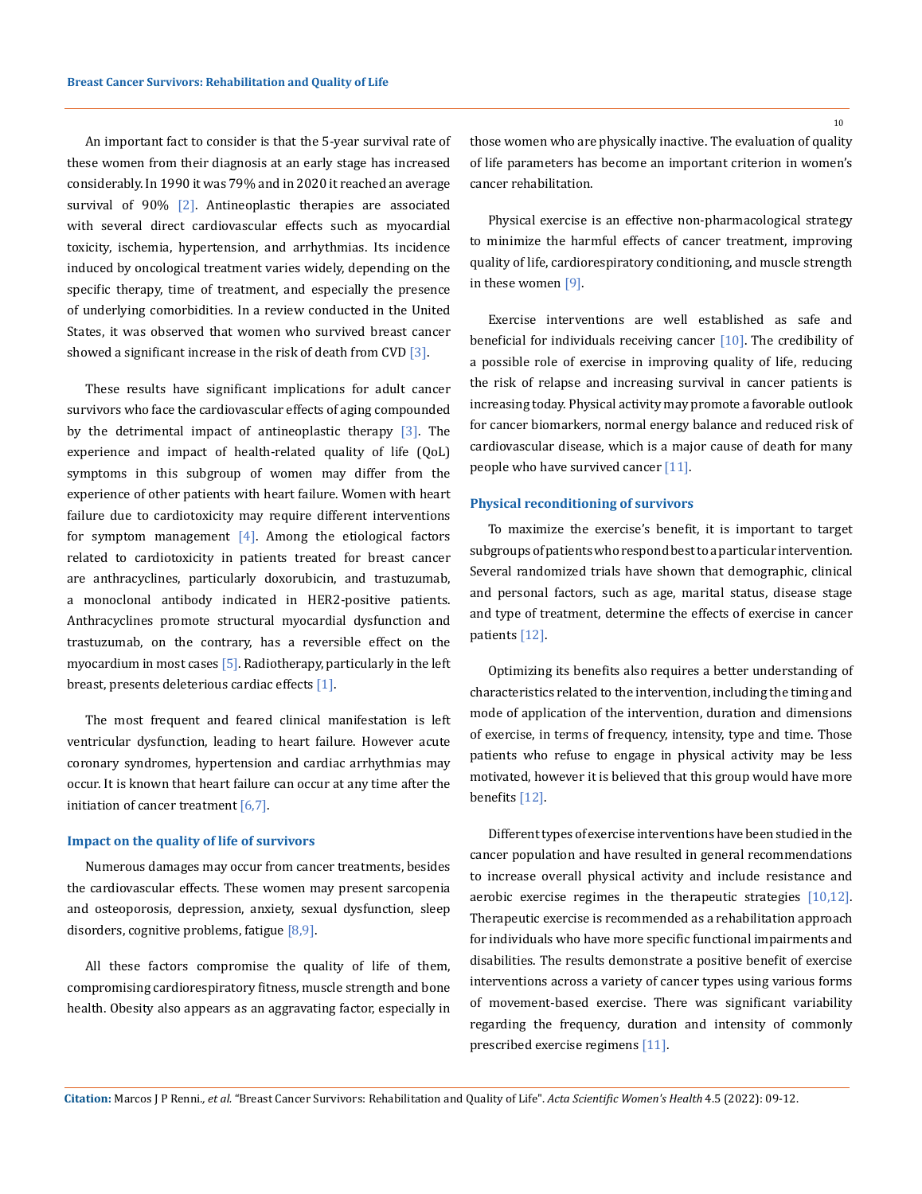An important fact to consider is that the 5-year survival rate of these women from their diagnosis at an early stage has increased considerably. In 1990 it was 79% and in 2020 it reached an average survival of 90% [2]. Antineoplastic therapies are associated with several direct cardiovascular effects such as myocardial toxicity, ischemia, hypertension, and arrhythmias. Its incidence induced by oncological treatment varies widely, depending on the specific therapy, time of treatment, and especially the presence of underlying comorbidities. In a review conducted in the United States, it was observed that women who survived breast cancer showed a significant increase in the risk of death from CVD [3].

These results have significant implications for adult cancer survivors who face the cardiovascular effects of aging compounded by the detrimental impact of antineoplastic therapy [3]. The experience and impact of health-related quality of life (QoL) symptoms in this subgroup of women may differ from the experience of other patients with heart failure. Women with heart failure due to cardiotoxicity may require different interventions for symptom management [4]. Among the etiological factors related to cardiotoxicity in patients treated for breast cancer are anthracyclines, particularly doxorubicin, and trastuzumab, a monoclonal antibody indicated in HER2-positive patients. Anthracyclines promote structural myocardial dysfunction and trastuzumab, on the contrary, has a reversible effect on the myocardium in most cases [5]. Radiotherapy, particularly in the left breast, presents deleterious cardiac effects [1].

The most frequent and feared clinical manifestation is left ventricular dysfunction, leading to heart failure. However acute coronary syndromes, hypertension and cardiac arrhythmias may occur. It is known that heart failure can occur at any time after the initiation of cancer treatment [6,7].

### Impact on the quality of life of survivors

Numerous damages may occur from cancer treatments, besides the cardiovascular effects. These women may present sarcopenia and osteoporosis, depression, anxiety, sexual dysfunction, sleep disorders, cognitive problems, fatigue [8,9].

All these factors compromise the quality of life of them, compromising cardiorespiratory fitness, muscle strength and bone health. Obesity also appears as an aggravating factor, especially in those women who are physically inactive. The evaluation of quality of life parameters has become an important criterion in women's cancer rehabilitation.

Physical exercise is an effective non-pharmacological strategy to minimize the harmful effects of cancer treatment, improving quality of life, cardiorespiratory conditioning, and muscle strength in these women [9].

Exercise interventions are well established as safe and beneficial for individuals receiving cancer [10]. The credibility of a possible role of exercise in improving quality of life, reducing the risk of relapse and increasing survival in cancer patients is increasing today. Physical activity may promote a favorable outlook for cancer biomarkers, normal energy balance and reduced risk of cardiovascular disease, which is a major cause of death for many people who have survived cancer [11].

### Physical reconditioning of survivors

To maximize the exercise's benefit, it is important to target subgroups of patients who respond best to a particular intervention. Several randomized trials have shown that demographic, clinical and personal factors, such as age, marital status, disease stage and type of treatment, determine the effects of exercise in cancer patients [12].

Optimizing its benefits also requires a better understanding of characteristics related to the intervention, including the timing and mode of application of the intervention, duration and dimensions of exercise, in terms of frequency, intensity, type and time. Those patients who refuse to engage in physical activity may be less motivated, however it is believed that this group would have more benefits [12].

Different types of exercise interventions have been studied in the cancer population and have resulted in general recommendations to increase overall physical activity and include resistance and aerobic exercise regimes in the therapeutic strategies [10,12]. Therapeutic exercise is recommended as a rehabilitation approach for individuals who have more specific functional impairments and disabilities. The results demonstrate a positive benefit of exercise interventions across a variety of cancer types using various forms of movement-based exercise. There was significant variability regarding the frequency, duration and intensity of commonly prescribed exercise regimens [11].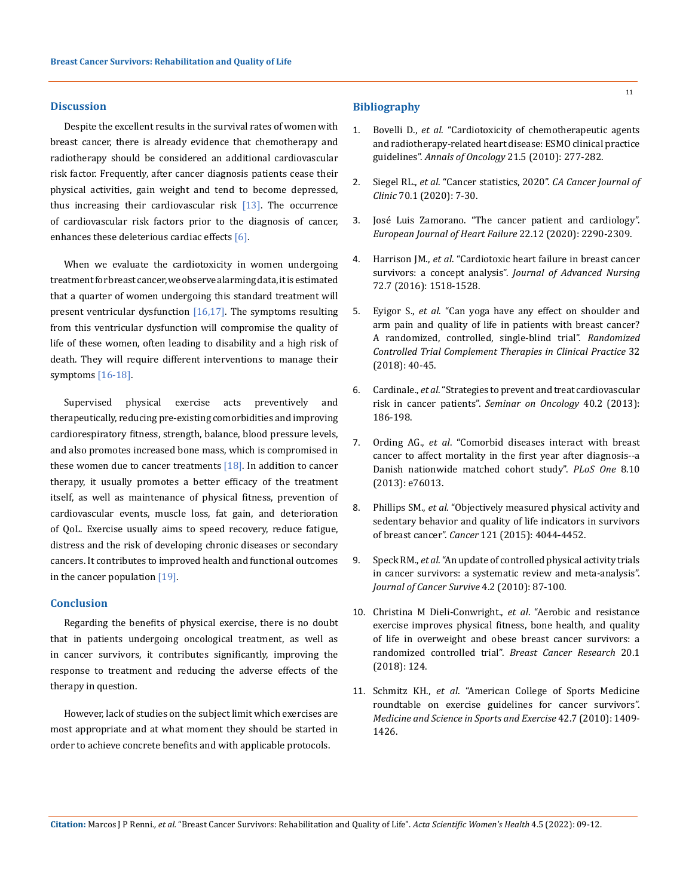## Discussion

Despite the excellent results in the survival rates of women with breast cancer, there is already evidence that chemotherapy and radiotherapy should be considered an additional cardiovascular risk factor. Frequently, after cancer diagnosis patients cease their physical activities, gain weight and tend to become depressed, thus increasing their cardiovascular risk [13]. The occurrence of cardiovascular risk factors prior to the diagnosis of cancer, enhances these deleterious cardiac effects [6].

When we evaluate the cardiotoxicity in women undergoing treatment for breast cancer, we observe alarming data, it is estimated that a quarter of women undergoing this standard treatment will present ventricular dysfunction [16,17]. The symptoms resulting from this ventricular dysfunction will compromise the quality of life of these women, often leading to disability and a high risk of death. They will require different interventions to manage their symptoms [16-18].

Supervised physical exercise acts preventively and therapeutically, reducing pre-existing comorbidities and improving cardiorespiratory fitness, strength, balance, blood pressure levels, and also promotes increased bone mass, which is compromised in these women due to cancer treatments [18]. In addition to cancer therapy, it usually promotes a better efficacy of the treatment itself, as well as maintenance of physical fitness, prevention of cardiovascular events, muscle loss, fat gain, and deterioration of QoL. Exercise usually aims to speed recovery, reduce fatigue, distress and the risk of developing chronic diseases or secondary cancers. It contributes to improved health and functional outcomes in the cancer population [19].

## Conclusion

Regarding the benefits of physical exercise, there is no doubt that in patients undergoing oncological treatment, as well as in cancer survivors, it contributes significantly, improving the response to treatment and reducing the adverse effects of the therapy in question.

However, lack of studies on the subject limit which exercises are most appropriate and at what moment they should be started in order to achieve concrete benefits and with applicable protocols.

## Bibliography

1. Bovelli D., *et al*. "Cardiotoxicity of chemotherapeutic agents and radiotherapy-related heart disease: ESMO clinical practice guidelines". *Annals of Oncology* 21.5 (2010): 277-282.
2. Siegel RL., *et al*. "Cancer statistics, 2020". *CA Cancer Journal of Clinic* 70.1 (2020): 7-30.
3. José Luis Zamorano. "The cancer patient and cardiology". *European Journal of Heart Failure* 22.12 (2020): 2290-2309.
4. Harrison JM., *et al*. "Cardiotoxic heart failure in breast cancer survivors: a concept analysis". *Journal of Advanced Nursing* 72.7 (2016): 1518-1528.
5. Eyigor S., *et al*. "Can yoga have any effect on shoulder and arm pain and quality of life in patients with breast cancer? A randomized, controlled, single-blind trial". *Randomized Controlled Trial Complement Therapies in Clinical Practice* 32 (2018): 40-45.
6. Cardinale., *et al*. "Strategies to prevent and treat cardiovascular risk in cancer patients". *Seminar on Oncology* 40.2 (2013): 186-198.
7. Ording AG., *et al*. "Comorbid diseases interact with breast cancer to affect mortality in the first year after diagnosis--a Danish nationwide matched cohort study". *PLoS One* 8.10 (2013): e76013.
8. Phillips SM., *et al*. "Objectively measured physical activity and sedentary behavior and quality of life indicators in survivors of breast cancer". *Cancer* 121 (2015): 4044-4452.
9. Speck RM., *et al*. "An update of controlled physical activity trials in cancer survivors: a systematic review and meta-analysis". *Journal of Cancer Survive* 4.2 (2010): 87-100.
10. Christina M Dieli-Conwright., *et al*. "Aerobic and resistance exercise improves physical fitness, bone health, and quality of life in overweight and obese breast cancer survivors: a randomized controlled trial". *Breast Cancer Research* 20.1 (2018): 124.
11. Schmitz KH., *et al*. "American College of Sports Medicine roundtable on exercise guidelines for cancer survivors". *Medicine and Science in Sports and Exercise* 42.7 (2010): 1409-1426.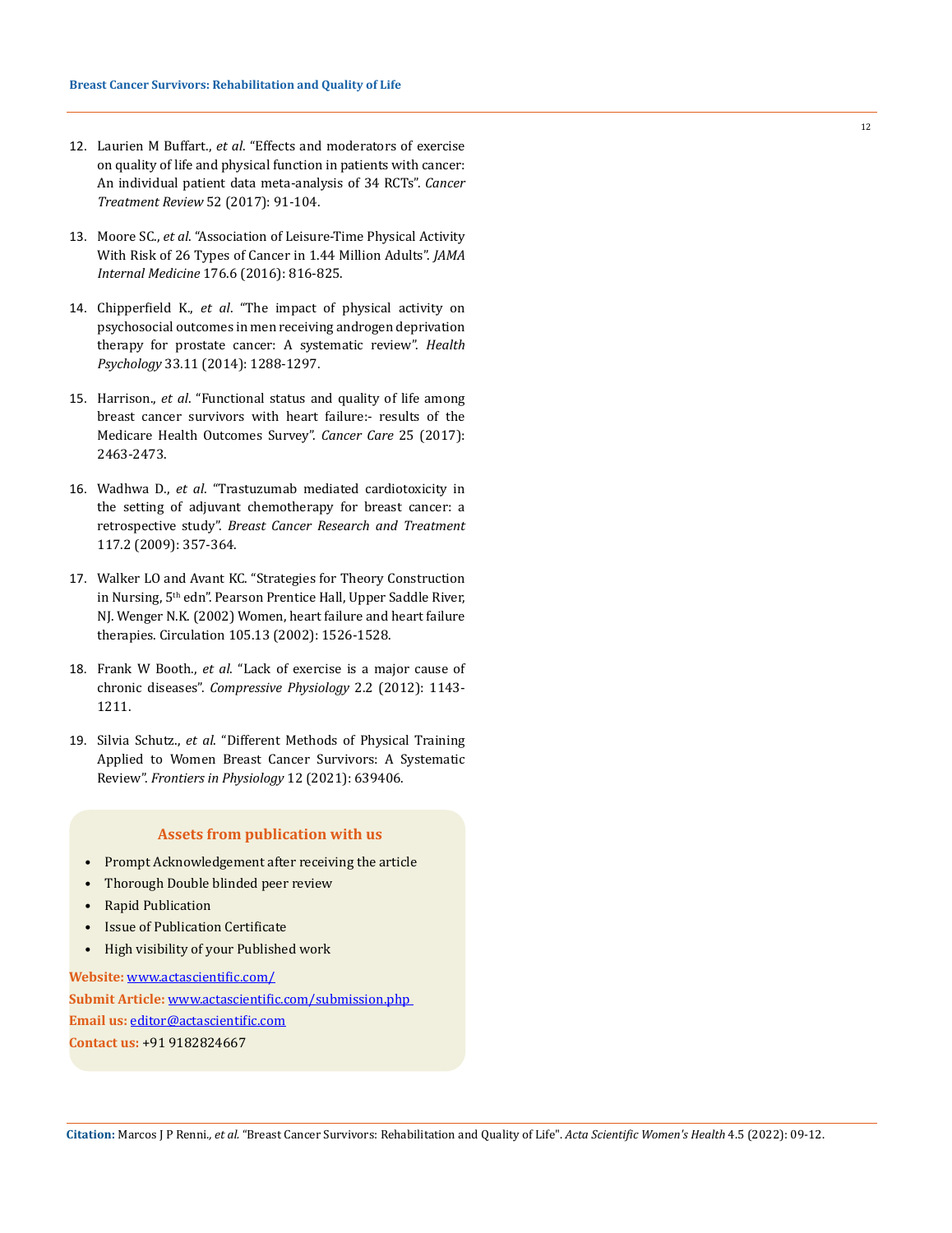12. Laurien M Buffart., *et al*. "Effects and moderators of exercise on quality of life and physical function in patients with cancer: An individual patient data meta-analysis of 34 RCTs". *Cancer Treatment Review* 52 (2017): 91-104.

13. Moore SC., *et al*. "Association of Leisure-Time Physical Activity With Risk of 26 Types of Cancer in 1.44 Million Adults". *JAMA Internal Medicine* 176.6 (2016): 816-825.

14. Chipperfield K., *et al*. "The impact of physical activity on psychosocial outcomes in men receiving androgen deprivation therapy for prostate cancer: A systematic review". *Health Psychology* 33.11 (2014): 1288-1297.

15. Harrison., *et al*. "Functional status and quality of life among breast cancer survivors with heart failure:- results of the Medicare Health Outcomes Survey". *Cancer Care* 25 (2017): 2463-2473.

16. Wadhwa D., *et al*. "Trastuzumab mediated cardiotoxicity in the setting of adjuvant chemotherapy for breast cancer: a retrospective study". *Breast Cancer Research and Treatment* 117.2 (2009): 357-364.

17. Walker LO and Avant KC. "Strategies for Theory Construction in Nursing, 5th edn". Pearson Prentice Hall, Upper Saddle River, NJ. Wenger N.K. (2002) Women, heart failure and heart failure therapies. Circulation 105.13 (2002): 1526-1528.

18. Frank W Booth., *et al*. "Lack of exercise is a major cause of chronic diseases". *Compressive Physiology* 2.2 (2012): 1143-1211.

19. Silvia Schutz., *et al*. "Different Methods of Physical Training Applied to Women Breast Cancer Survivors: A Systematic Review". *Frontiers in Physiology* 12 (2021): 639406.

**Assets from publication with us**

- Prompt Acknowledgement after receiving the article
- Thorough Double blinded peer review
- Rapid Publication
- Issue of Publication Certificate
- High visibility of your Published work

**Website:** www.actascientific.com/
**Submit Article:** www.actascientific.com/submission.php
**Email us:** editor@actascientific.com
**Contact us:** +91 9182824667